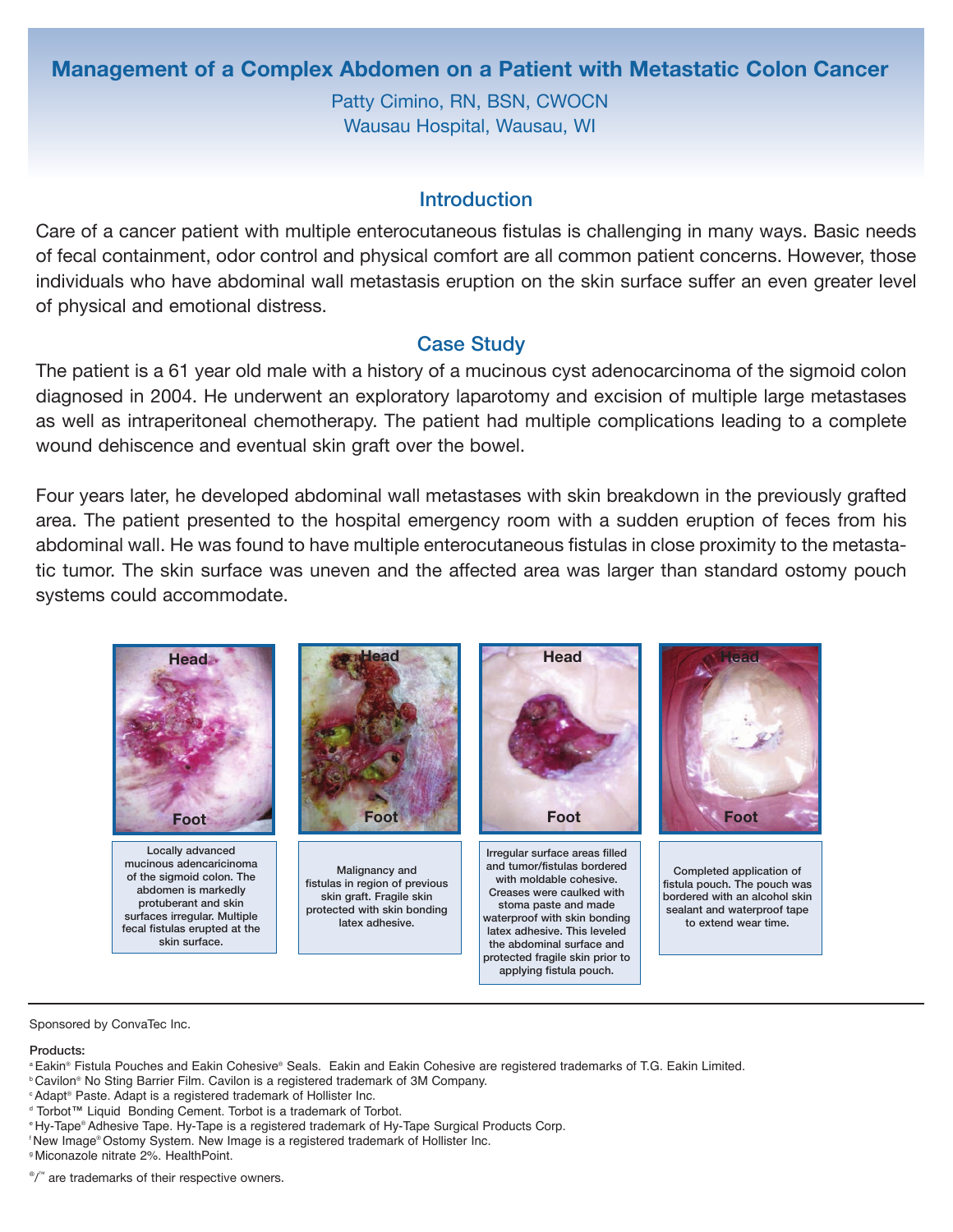# Management of a Complex Abdomen on a Patient with Metastatic Colon Cancer

Patty Cimino, RN, BSN, CWOCN
Wausau Hospital, Wausau, WI

## Introduction

Care of a cancer patient with multiple enterocutaneous fistulas is challenging in many ways. Basic needs of fecal containment, odor control and physical comfort are all common patient concerns. However, those individuals who have abdominal wall metastasis eruption on the skin surface suffer an even greater level of physical and emotional distress.

## Case Study

The patient is a 61 year old male with a history of a mucinous cyst adenocarcinoma of the sigmoid colon diagnosed in 2004. He underwent an exploratory laparotomy and excision of multiple large metastases as well as intraperitoneal chemotherapy. The patient had multiple complications leading to a complete wound dehiscence and eventual skin graft over the bowel.

Four years later, he developed abdominal wall metastases with skin breakdown in the previously grafted area. The patient presented to the hospital emergency room with a sudden eruption of feces from his abdominal wall. He was found to have multiple enterocutaneous fistulas in close proximity to the metastatic tumor. The skin surface was uneven and the affected area was larger than standard ostomy pouch systems could accommodate.

Head

Foot

Locally advanced mucinous adencaricinoma of the sigmoid colon. The abdomen is markedly protuberant and skin surfaces irregular. Multiple fecal fistulas erupted at the skin surface.

Head

Foot

Malignancy and fistulas in region of previous skin graft. Fragile skin protected with skin bonding latex adhesive.

Head

Foot

Irregular surface areas filled and tumor/fistulas bordered with moldable cohesive. Creases were caulked with stoma paste and made waterproof with skin bonding latex adhesive. This leveled the abdominal surface and protected fragile skin prior to applying fistula pouch.

Head

Foot

Completed application of fistula pouch. The pouch was bordered with an alcohol skin sealant and waterproof tape to extend wear time.

---

Sponsored by ConvaTec Inc.

**Products:**

[a] Eakin® Fistula Pouches and Eakin Cohesive® Seals. Eakin and Eakin Cohesive are registered trademarks of T.G. Eakin Limited.
[b] Cavilon® No Sting Barrier Film. Cavilon is a registered trademark of 3M Company.
[c] Adapt® Paste. Adapt is a registered trademark of Hollister Inc.
[d] Torbot™ Liquid Bonding Cement. Torbot is a trademark of Torbot.
[e] Hy-Tape® Adhesive Tape. Hy-Tape is a registered trademark of Hy-Tape Surgical Products Corp.
[f] New Image® Ostomy System. New Image is a registered trademark of Hollister Inc.
[g] Miconazole nitrate 2%. HealthPoint.

®/™ are trademarks of their respective owners.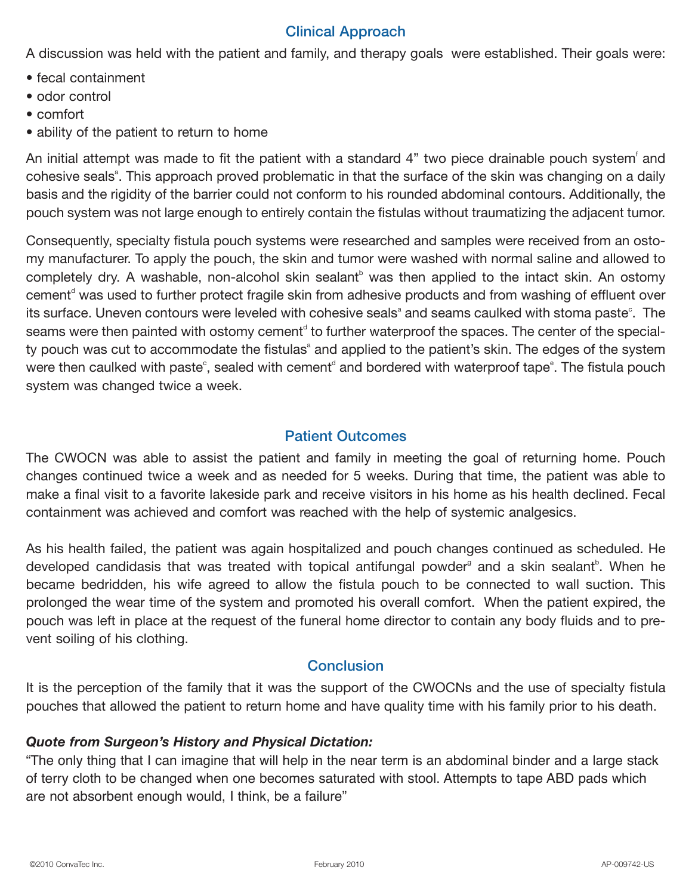## Clinical Approach

A discussion was held with the patient and family, and therapy goals were established. Their goals were:

- fecal containment
- odor control
- comfort
- ability of the patient to return to home

An initial attempt was made to fit the patient with a standard 4" two piece drainable pouch system[f] and cohesive seals[a]. This approach proved problematic in that the surface of the skin was changing on a daily basis and the rigidity of the barrier could not conform to his rounded abdominal contours. Additionally, the pouch system was not large enough to entirely contain the fistulas without traumatizing the adjacent tumor.

Consequently, specialty fistula pouch systems were researched and samples were received from an ostomy manufacturer. To apply the pouch, the skin and tumor were washed with normal saline and allowed to completely dry. A washable, non-alcohol skin sealant[b] was then applied to the intact skin. An ostomy cement[d] was used to further protect fragile skin from adhesive products and from washing of effluent over its surface. Uneven contours were leveled with cohesive seals[a] and seams caulked with stoma paste[c]. The seams were then painted with ostomy cement[d] to further waterproof the spaces. The center of the specialty pouch was cut to accommodate the fistulas[a] and applied to the patient's skin. The edges of the system were then caulked with paste[c], sealed with cement[d] and bordered with waterproof tape[e]. The fistula pouch system was changed twice a week.

## Patient Outcomes

The CWOCN was able to assist the patient and family in meeting the goal of returning home. Pouch changes continued twice a week and as needed for 5 weeks. During that time, the patient was able to make a final visit to a favorite lakeside park and receive visitors in his home as his health declined. Fecal containment was achieved and comfort was reached with the help of systemic analgesics.

As his health failed, the patient was again hospitalized and pouch changes continued as scheduled. He developed candidasis that was treated with topical antifungal powder[g] and a skin sealant[b]. When he became bedridden, his wife agreed to allow the fistula pouch to be connected to wall suction. This prolonged the wear time of the system and promoted his overall comfort. When the patient expired, the pouch was left in place at the request of the funeral home director to contain any body fluids and to prevent soiling of his clothing.

## Conclusion

It is the perception of the family that it was the support of the CWOCNs and the use of specialty fistula pouches that allowed the patient to return home and have quality time with his family prior to his death.

***Quote from Surgeon's History and Physical Dictation:***

"The only thing that I can imagine that will help in the near term is an abdominal binder and a large stack of terry cloth to be changed when one becomes saturated with stool. Attempts to tape ABD pads which are not absorbent enough would, I think, be a failure"

©2010 ConvaTec Inc. February 2010 AP-009742-US